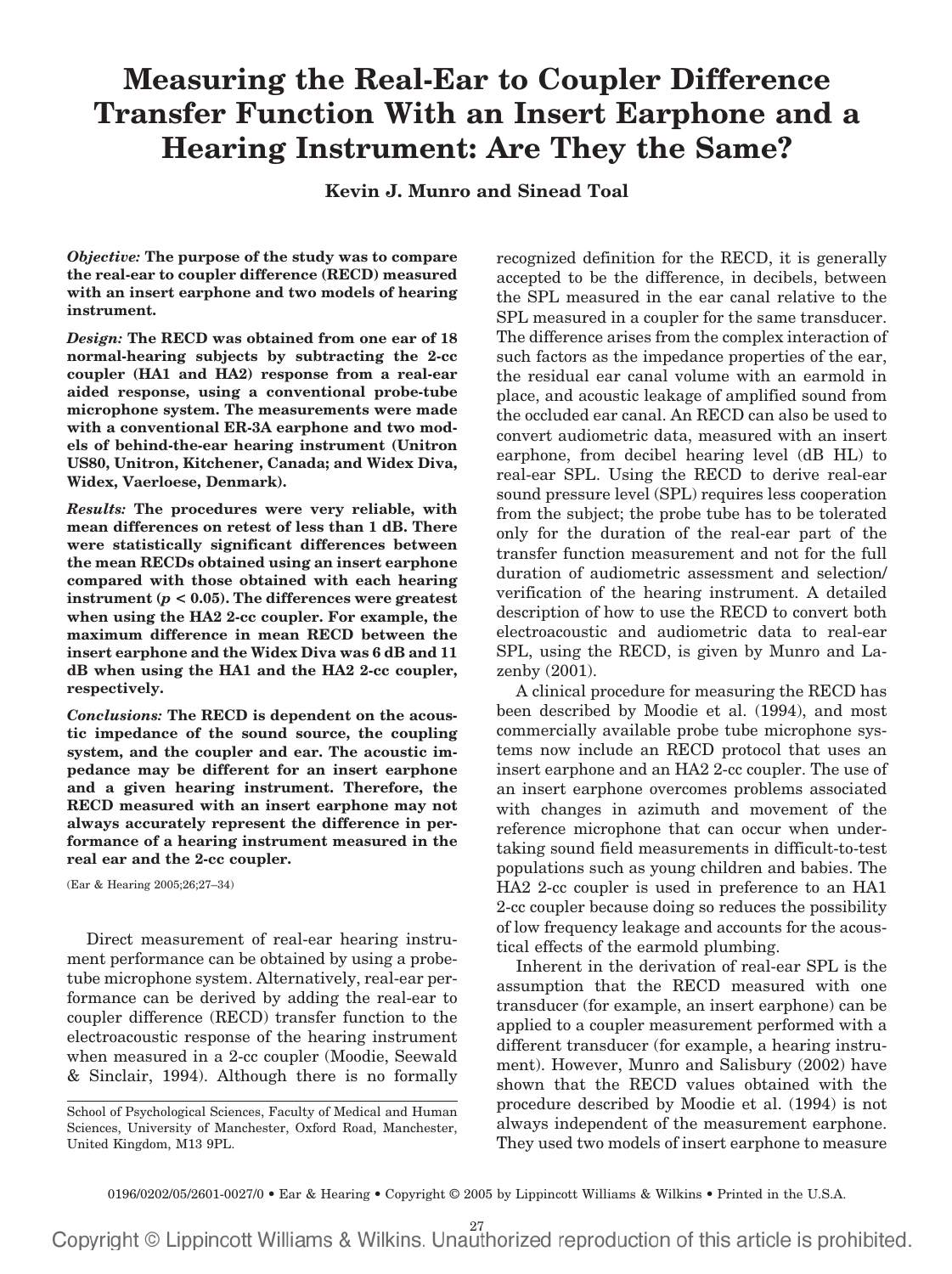# Measuring the Real-Ear to Coupler Difference Transfer Function With an Insert Earphone and a Hearing Instrument: Are They the Same?

**Kevin J. Munro and Sinead Toal**

***Objective:*** **The purpose of the study was to compare the real-ear to coupler difference (RECD) measured with an insert earphone and two models of hearing instrument.**

***Design:*** **The RECD was obtained from one ear of 18 normal-hearing subjects by subtracting the 2-cc coupler (HA1 and HA2) response from a real-ear aided response, using a conventional probe-tube microphone system. The measurements were made with a conventional ER-3A earphone and two models of behind-the-ear hearing instrument (Unitron US80, Unitron, Kitchener, Canada; and Widex Diva, Widex, Vaerloese, Denmark).**

***Results:*** **The procedures were very reliable, with mean differences on retest of less than 1 dB. There were statistically significant differences between the mean RECDs obtained using an insert earphone compared with those obtained with each hearing instrument ($p < 0.05$). The differences were greatest when using the HA2 2-cc coupler. For example, the maximum difference in mean RECD between the insert earphone and the Widex Diva was 6 dB and 11 dB when using the HA1 and the HA2 2-cc coupler, respectively.**

***Conclusions:*** **The RECD is dependent on the acoustic impedance of the sound source, the coupling system, and the coupler and ear. The acoustic impedance may be different for an insert earphone and a given hearing instrument. Therefore, the RECD measured with an insert earphone may not always accurately represent the difference in performance of a hearing instrument measured in the real ear and the 2-cc coupler.**

(Ear & Hearing 2005;26;27–34)

Direct measurement of real-ear hearing instrument performance can be obtained by using a probe-tube microphone system. Alternatively, real-ear performance can be derived by adding the real-ear to coupler difference (RECD) transfer function to the electroacoustic response of the hearing instrument when measured in a 2-cc coupler (Moodie, Seewald & Sinclair, 1994). Although there is no formally recognized definition for the RECD, it is generally accepted to be the difference, in decibels, between the SPL measured in the ear canal relative to the SPL measured in a coupler for the same transducer. The difference arises from the complex interaction of such factors as the impedance properties of the ear, the residual ear canal volume with an earmold in place, and acoustic leakage of amplified sound from the occluded ear canal. An RECD can also be used to convert audiometric data, measured with an insert earphone, from decibel hearing level (dB HL) to real-ear SPL. Using the RECD to derive real-ear sound pressure level (SPL) requires less cooperation from the subject; the probe tube has to be tolerated only for the duration of the real-ear part of the transfer function measurement and not for the full duration of audiometric assessment and selection/verification of the hearing instrument. A detailed description of how to use the RECD to convert both electroacoustic and audiometric data to real-ear SPL, using the RECD, is given by Munro and Lazenby (2001).

A clinical procedure for measuring the RECD has been described by Moodie et al. (1994), and most commercially available probe tube microphone systems now include an RECD protocol that uses an insert earphone and an HA2 2-cc coupler. The use of an insert earphone overcomes problems associated with changes in azimuth and movement of the reference microphone that can occur when undertaking sound field measurements in difficult-to-test populations such as young children and babies. The HA2 2-cc coupler is used in preference to an HA1 2-cc coupler because doing so reduces the possibility of low frequency leakage and accounts for the acoustical effects of the earmold plumbing.

Inherent in the derivation of real-ear SPL is the assumption that the RECD measured with one transducer (for example, an insert earphone) can be applied to a coupler measurement performed with a different transducer (for example, a hearing instrument). However, Munro and Salisbury (2002) have shown that the RECD values obtained with the procedure described by Moodie et al. (1994) is not always independent of the measurement earphone. They used two models of insert earphone to measure

School of Psychological Sciences, Faculty of Medical and Human Sciences, University of Manchester, Oxford Road, Manchester, United Kingdom, M13 9PL.

0196/0202/05/2601-0027/0 • Ear & Hearing • Copyright © 2005 by Lippincott Williams & Wilkins • Printed in the U.S.A.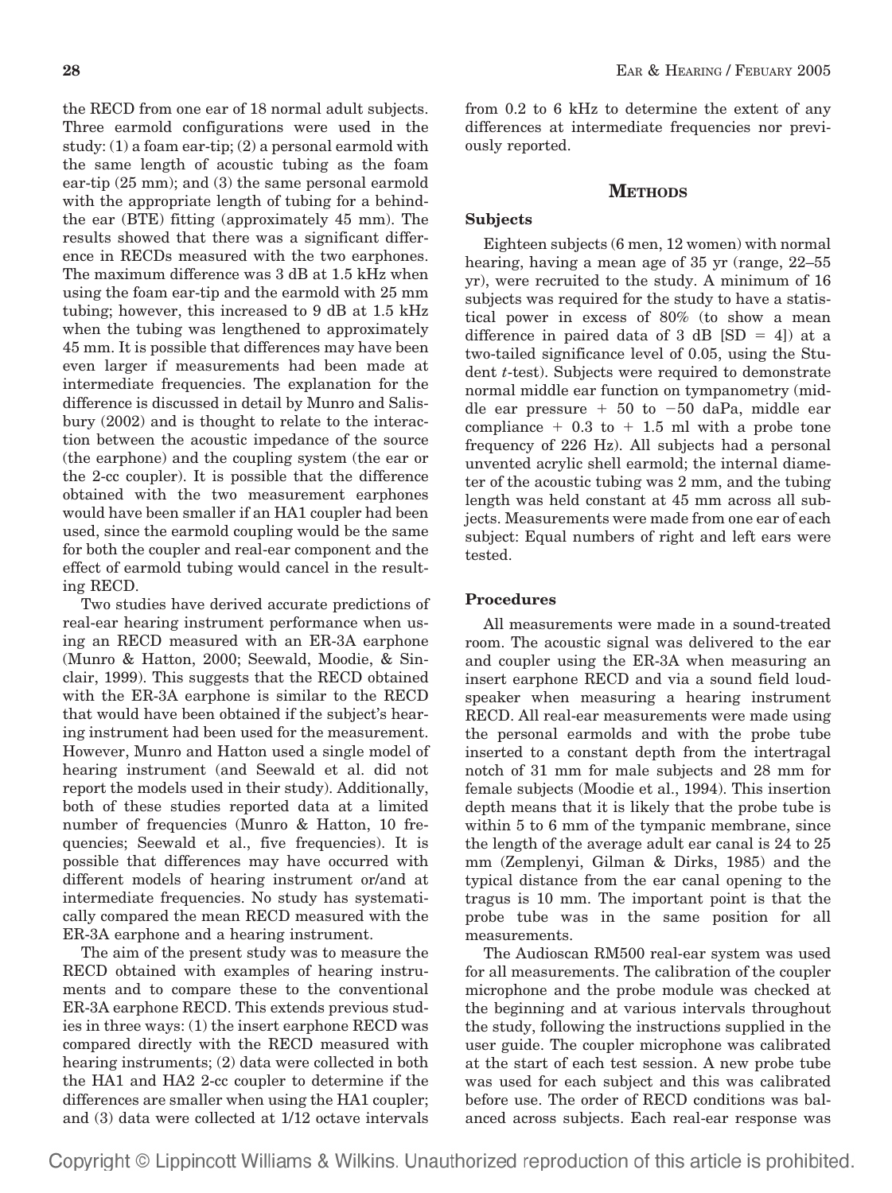the RECD from one ear of 18 normal adult subjects. Three earmold configurations were used in the study: (1) a foam ear-tip; (2) a personal earmold with the same length of acoustic tubing as the foam ear-tip (25 mm); and (3) the same personal earmold with the appropriate length of tubing for a behind-the ear (BTE) fitting (approximately 45 mm). The results showed that there was a significant difference in RECDs measured with the two earphones. The maximum difference was 3 dB at 1.5 kHz when using the foam ear-tip and the earmold with 25 mm tubing; however, this increased to 9 dB at 1.5 kHz when the tubing was lengthened to approximately 45 mm. It is possible that differences may have been even larger if measurements had been made at intermediate frequencies. The explanation for the difference is discussed in detail by Munro and Salisbury (2002) and is thought to relate to the interaction between the acoustic impedance of the source (the earphone) and the coupling system (the ear or the 2-cc coupler). It is possible that the difference obtained with the two measurement earphones would have been smaller if an HA1 coupler had been used, since the earmold coupling would be the same for both the coupler and real-ear component and the effect of earmold tubing would cancel in the resulting RECD.

Two studies have derived accurate predictions of real-ear hearing instrument performance when using an RECD measured with an ER-3A earphone (Munro & Hatton, 2000; Seewald, Moodie, & Sinclair, 1999). This suggests that the RECD obtained with the ER-3A earphone is similar to the RECD that would have been obtained if the subject's hearing instrument had been used for the measurement. However, Munro and Hatton used a single model of hearing instrument (and Seewald et al. did not report the models used in their study). Additionally, both of these studies reported data at a limited number of frequencies (Munro & Hatton, 10 frequencies; Seewald et al., five frequencies). It is possible that differences may have occurred with different models of hearing instrument or/and at intermediate frequencies. No study has systematically compared the mean RECD measured with the ER-3A earphone and a hearing instrument.

The aim of the present study was to measure the RECD obtained with examples of hearing instruments and to compare these to the conventional ER-3A earphone RECD. This extends previous studies in three ways: (1) the insert earphone RECD was compared directly with the RECD measured with hearing instruments; (2) data were collected in both the HA1 and HA2 2-cc coupler to determine if the differences are smaller when using the HA1 coupler; and (3) data were collected at 1/12 octave intervals from 0.2 to 6 kHz to determine the extent of any differences at intermediate frequencies nor previously reported.

## METHODS

### Subjects

Eighteen subjects (6 men, 12 women) with normal hearing, having a mean age of 35 yr (range, 22–55 yr), were recruited to the study. A minimum of 16 subjects was required for the study to have a statistical power in excess of 80% (to show a mean difference in paired data of 3 dB [SD = 4]) at a two-tailed significance level of 0.05, using the Student *t*-test). Subjects were required to demonstrate normal middle ear function on tympanometry (middle ear pressure + 50 to −50 daPa, middle ear compliance + 0.3 to + 1.5 ml with a probe tone frequency of 226 Hz). All subjects had a personal unvented acrylic shell earmold; the internal diameter of the acoustic tubing was 2 mm, and the tubing length was held constant at 45 mm across all subjects. Measurements were made from one ear of each subject: Equal numbers of right and left ears were tested.

### Procedures

All measurements were made in a sound-treated room. The acoustic signal was delivered to the ear and coupler using the ER-3A when measuring an insert earphone RECD and via a sound field loudspeaker when measuring a hearing instrument RECD. All real-ear measurements were made using the personal earmolds and with the probe tube inserted to a constant depth from the intertragal notch of 31 mm for male subjects and 28 mm for female subjects (Moodie et al., 1994). This insertion depth means that it is likely that the probe tube is within 5 to 6 mm of the tympanic membrane, since the length of the average adult ear canal is 24 to 25 mm (Zemplenyi, Gilman & Dirks, 1985) and the typical distance from the ear canal opening to the tragus is 10 mm. The important point is that the probe tube was in the same position for all measurements.

The Audioscan RM500 real-ear system was used for all measurements. The calibration of the coupler microphone and the probe module was checked at the beginning and at various intervals throughout the study, following the instructions supplied in the user guide. The coupler microphone was calibrated at the start of each test session. A new probe tube was used for each subject and this was calibrated before use. The order of RECD conditions was balanced across subjects. Each real-ear response was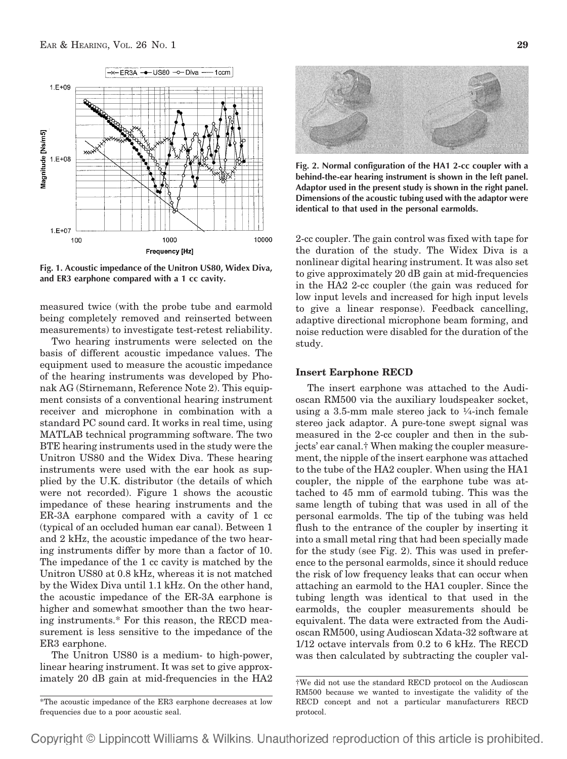Fig. 1. Acoustic impedance of the Unitron US80, Widex Diva, and ER3 earphone compared with a 1 cc cavity.

measured twice (with the probe tube and earmold being completely removed and reinserted between measurements) to investigate test-retest reliability.

Two hearing instruments were selected on the basis of different acoustic impedance values. The equipment used to measure the acoustic impedance of the hearing instruments was developed by Phonak AG (Stirnemann, Reference Note 2). This equipment consists of a conventional hearing instrument receiver and microphone in combination with a standard PC sound card. It works in real time, using MATLAB technical programming software. The two BTE hearing instruments used in the study were the Unitron US80 and the Widex Diva. These hearing instruments were used with the ear hook as supplied by the U.K. distributor (the details of which were not recorded). Figure 1 shows the acoustic impedance of these hearing instruments and the ER-3A earphone compared with a cavity of 1 cc (typical of an occluded human ear canal). Between 1 and 2 kHz, the acoustic impedance of the two hearing instruments differ by more than a factor of 10. The impedance of the 1 cc cavity is matched by the Unitron US80 at 0.8 kHz, whereas it is not matched by the Widex Diva until 1.1 kHz. On the other hand, the acoustic impedance of the ER-3A earphone is higher and somewhat smoother than the two hearing instruments.* For this reason, the RECD measurement is less sensitive to the impedance of the ER3 earphone.

The Unitron US80 is a medium- to high-power, linear hearing instrument. It was set to give approximately 20 dB gain at mid-frequencies in the HA2 2-cc coupler. The gain control was fixed with tape for the duration of the study. The Widex Diva is a nonlinear digital hearing instrument. It was also set to give approximately 20 dB gain at mid-frequencies in the HA2 2-cc coupler (the gain was reduced for low input levels and increased for high input levels to give a linear response). Feedback cancelling, adaptive directional microphone beam forming, and noise reduction were disabled for the duration of the study.

*The acoustic impedance of the ER3 earphone decreases at low frequencies due to a poor acoustic seal.

Fig. 2. Normal configuration of the HA1 2-cc coupler with a behind-the-ear hearing instrument is shown in the left panel. Adaptor used in the present study is shown in the right panel. Dimensions of the acoustic tubing used with the adaptor were identical to that used in the personal earmolds.

### Insert Earphone RECD

The insert earphone was attached to the Audioscan RM500 via the auxiliary loudspeaker socket, using a 3.5-mm male stereo jack to ¼-inch female stereo jack adaptor. A pure-tone swept signal was measured in the 2-cc coupler and then in the subjects' ear canal.† When making the coupler measurement, the nipple of the insert earphone was attached to the tube of the HA2 coupler. When using the HA1 coupler, the nipple of the earphone tube was attached to 45 mm of earmold tubing. This was the same length of tubing that was used in all of the personal earmolds. The tip of the tubing was held flush to the entrance of the coupler by inserting it into a small metal ring that had been specially made for the study (see Fig. 2). This was used in preference to the personal earmolds, since it should reduce the risk of low frequency leaks that can occur when attaching an earmold to the HA1 coupler. Since the tubing length was identical to that used in the earmolds, the coupler measurements should be equivalent. The data were extracted from the Audioscan RM500, using Audioscan Xdata-32 software at 1/12 octave intervals from 0.2 to 6 kHz. The RECD was then calculated by subtracting the coupler val-

†We did not use the standard RECD protocol on the Audioscan RM500 because we wanted to investigate the validity of the RECD concept and not a particular manufacturers RECD protocol.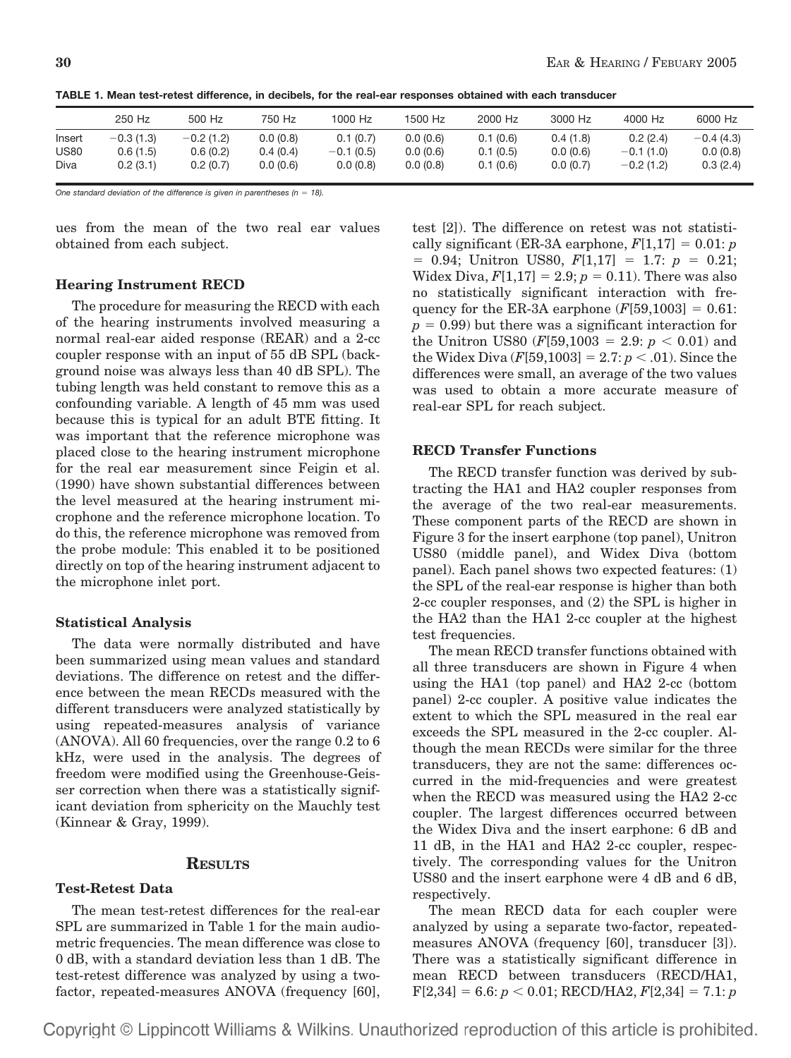**TABLE 1. Mean test-retest difference, in decibels, for the real-ear responses obtained with each transducer**

| | 250 Hz | 500 Hz | 750 Hz | 1000 Hz | 1500 Hz | 2000 Hz | 3000 Hz | 4000 Hz | 6000 Hz |
|---|---|---|---|---|---|---|---|---|---|
| Insert | −0.3 (1.3) | −0.2 (1.2) | 0.0 (0.8) | 0.1 (0.7) | 0.0 (0.6) | 0.1 (0.6) | 0.4 (1.8) | 0.2 (2.4) | −0.4 (4.3) |
| US80 | 0.6 (1.5) | 0.6 (0.2) | 0.4 (0.4) | −0.1 (0.5) | 0.0 (0.6) | 0.1 (0.5) | 0.0 (0.6) | −0.1 (1.0) | 0.0 (0.8) |
| Diva | 0.2 (3.1) | 0.2 (0.7) | 0.0 (0.6) | 0.0 (0.8) | 0.0 (0.8) | 0.1 (0.6) | 0.0 (0.7) | −0.2 (1.2) | 0.3 (2.4) |

*One standard deviation of the difference is given in parentheses (n = 18).*

ues from the mean of the two real ear values obtained from each subject.

### Hearing Instrument RECD

The procedure for measuring the RECD with each of the hearing instruments involved measuring a normal real-ear aided response (REAR) and a 2-cc coupler response with an input of 55 dB SPL (background noise was always less than 40 dB SPL). The tubing length was held constant to remove this as a confounding variable. A length of 45 mm was used because this is typical for an adult BTE fitting. It was important that the reference microphone was placed close to the hearing instrument microphone for the real ear measurement since Feigin et al. (1990) have shown substantial differences between the level measured at the hearing instrument microphone and the reference microphone location. To do this, the reference microphone was removed from the probe module: This enabled it to be positioned directly on top of the hearing instrument adjacent to the microphone inlet port.

### Statistical Analysis

The data were normally distributed and have been summarized using mean values and standard deviations. The difference on retest and the difference between the mean RECDs measured with the different transducers were analyzed statistically by using repeated-measures analysis of variance (ANOVA). All 60 frequencies, over the range 0.2 to 6 kHz, were used in the analysis. The degrees of freedom were modified using the Greenhouse-Geisser correction when there was a statistically significant deviation from sphericity on the Mauchly test (Kinnear & Gray, 1999).

## RESULTS

### Test-Retest Data

The mean test-retest differences for the real-ear SPL are summarized in Table 1 for the main audiometric frequencies. The mean difference was close to 0 dB, with a standard deviation less than 1 dB. The test-retest difference was analyzed by using a two-factor, repeated-measures ANOVA (frequency [60], test [2]). The difference on retest was not statistically significant (ER-3A earphone, $F[1,17] = 0.01$: $p = 0.94$; Unitron US80, $F[1,17] = 1.7$: $p = 0.21$; Widex Diva, $F[1,17] = 2.9$; $p = 0.11$). There was also no statistically significant interaction with frequency for the ER-3A earphone ($F[59,1003] = 0.61$: $p = 0.99$) but there was a significant interaction for the Unitron US80 ($F[59,1003 = 2.9$: $p < 0.01$) and the Widex Diva ($F[59,1003] = 2.7$: $p < .01$). Since the differences were small, an average of the two values was used to obtain a more accurate measure of real-ear SPL for reach subject.

### RECD Transfer Functions

The RECD transfer function was derived by subtracting the HA1 and HA2 coupler responses from the average of the two real-ear measurements. These component parts of the RECD are shown in Figure 3 for the insert earphone (top panel), Unitron US80 (middle panel), and Widex Diva (bottom panel). Each panel shows two expected features: (1) the SPL of the real-ear response is higher than both 2-cc coupler responses, and (2) the SPL is higher in the HA2 than the HA1 2-cc coupler at the highest test frequencies.

The mean RECD transfer functions obtained with all three transducers are shown in Figure 4 when using the HA1 (top panel) and HA2 2-cc (bottom panel) 2-cc coupler. A positive value indicates the extent to which the SPL measured in the real ear exceeds the SPL measured in the 2-cc coupler. Although the mean RECDs were similar for the three transducers, they are not the same: differences occurred in the mid-frequencies and were greatest when the RECD was measured using the HA2 2-cc coupler. The largest differences occurred between the Widex Diva and the insert earphone: 6 dB and 11 dB, in the HA1 and HA2 2-cc coupler, respectively. The corresponding values for the Unitron US80 and the insert earphone were 4 dB and 6 dB, respectively.

The mean RECD data for each coupler were analyzed by using a separate two-factor, repeated-measures ANOVA (frequency [60], transducer [3]). There was a statistically significant difference in mean RECD between transducers (RECD/HA1, $F[2,34] = 6.6$: $p < 0.01$; RECD/HA2, $F[2,34] = 7.1$: $p$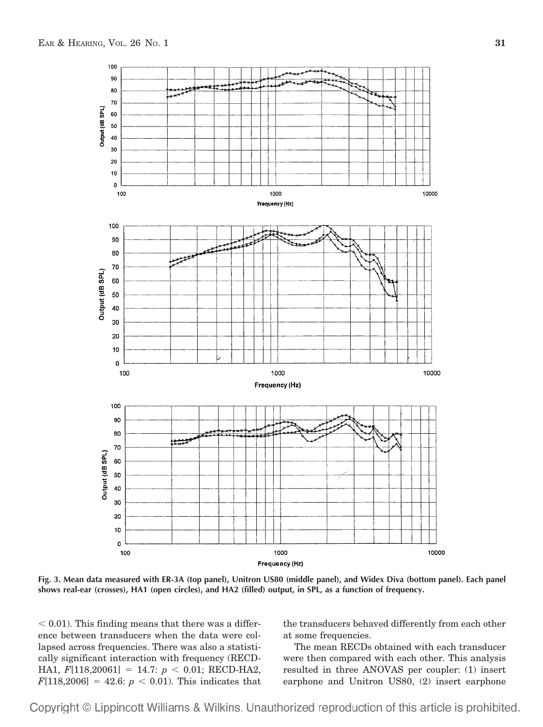Fig. 3. Mean data measured with ER-3A (top panel), Unitron US80 (middle panel), and Widex Diva (bottom panel). Each panel shows real-ear (crosses), HA1 (open circles), and HA2 (filled) output, in SPL, as a function of frequency.

$< 0.01$). This finding means that there was a difference between transducers when the data were collapsed across frequencies. There was also a statistically significant interaction with frequency (RECD-HA1, $F[118,20061] = 14.7$: $p < 0.01$; RECD-HA2, $F[118,2006] = 42.6$: $p < 0.01$). This indicates that the transducers behaved differently from each other at some frequencies.

The mean RECDs obtained with each transducer were then compared with each other. This analysis resulted in three ANOVAS per coupler: (1) insert earphone and Unitron US80, (2) insert earphone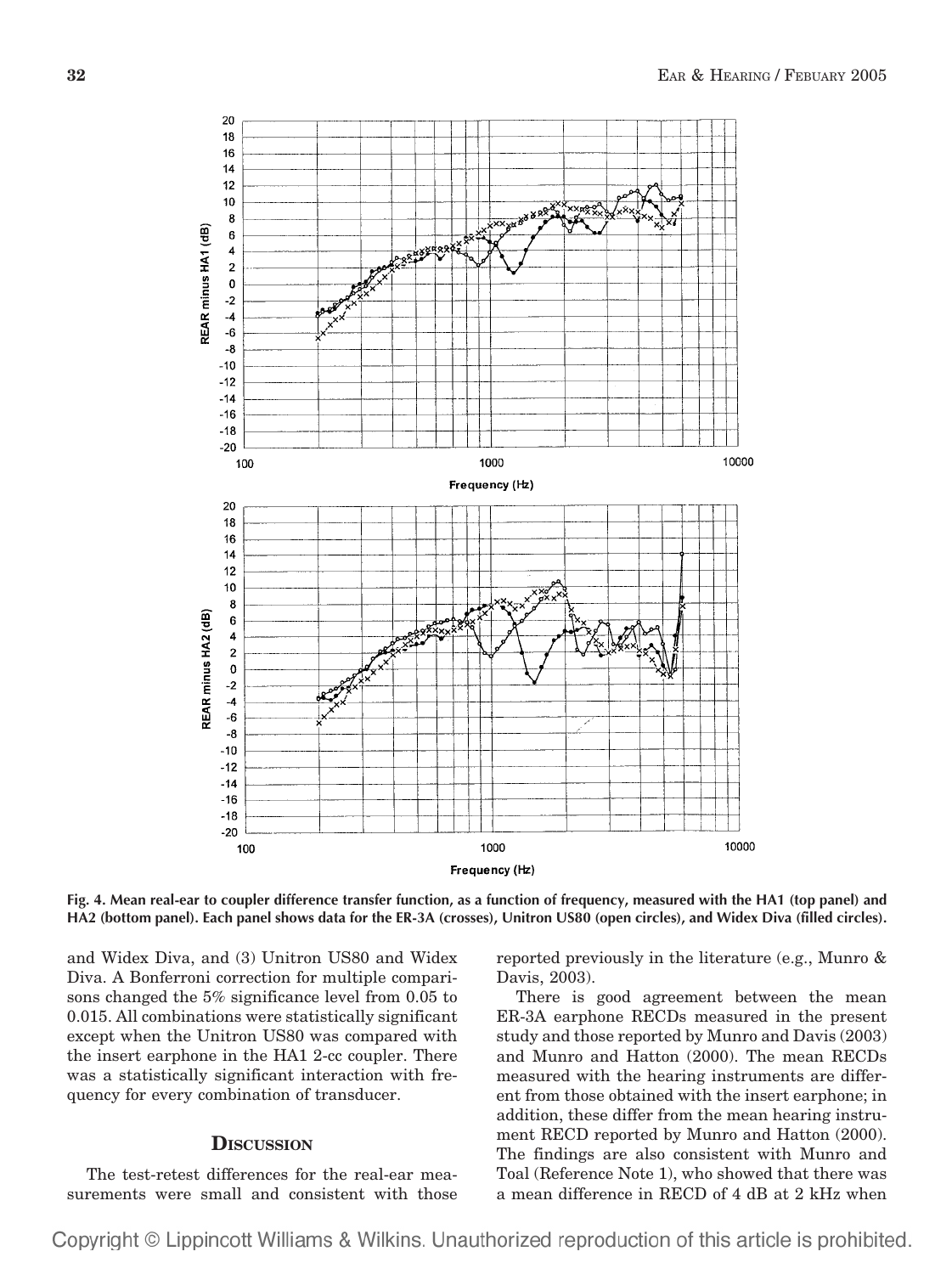Fig. 4. Mean real-ear to coupler difference transfer function, as a function of frequency, measured with the HA1 (top panel) and HA2 (bottom panel). Each panel shows data for the ER-3A (crosses), Unitron US80 (open circles), and Widex Diva (filled circles).

and Widex Diva, and (3) Unitron US80 and Widex Diva. A Bonferroni correction for multiple comparisons changed the 5% significance level from 0.05 to 0.015. All combinations were statistically significant except when the Unitron US80 was compared with the insert earphone in the HA1 2-cc coupler. There was a statistically significant interaction with frequency for every combination of transducer.

## Discussion

The test-retest differences for the real-ear measurements were small and consistent with those reported previously in the literature (e.g., Munro & Davis, 2003).

There is good agreement between the mean ER-3A earphone RECDs measured in the present study and those reported by Munro and Davis (2003) and Munro and Hatton (2000). The mean RECDs measured with the hearing instruments are different from those obtained with the insert earphone; in addition, these differ from the mean hearing instrument RECD reported by Munro and Hatton (2000). The findings are also consistent with Munro and Toal (Reference Note 1), who showed that there was a mean difference in RECD of 4 dB at 2 kHz when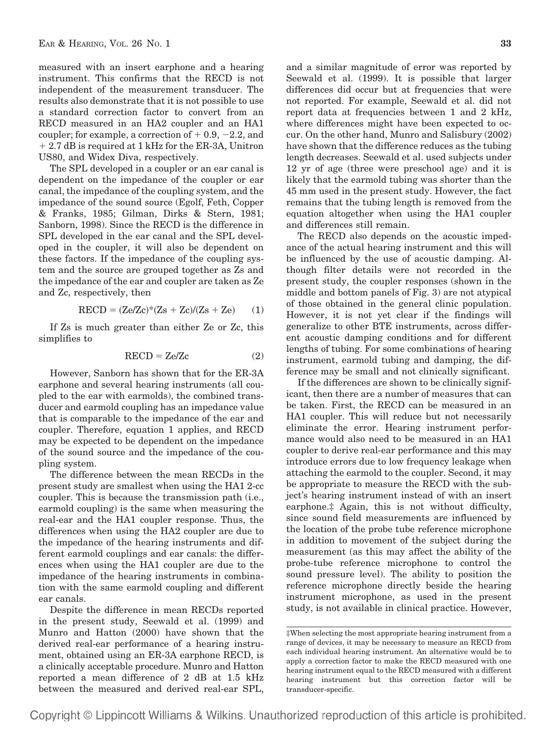measured with an insert earphone and a hearing instrument. This confirms that the RECD is not independent of the measurement transducer. The results also demonstrate that it is not possible to use a standard correction factor to convert from an RECD measured in an HA2 coupler and an HA1 coupler; for example, a correction of + 0.9, −2.2, and + 2.7 dB is required at 1 kHz for the ER-3A, Unitron US80, and Widex Diva, respectively.

The SPL developed in a coupler or an ear canal is dependent on the impedance of the coupler or ear canal, the impedance of the coupling system, and the impedance of the sound source (Egolf, Feth, Copper & Franks, 1985; Gilman, Dirks & Stern, 1981; Sanborn, 1998). Since the RECD is the difference in SPL developed in the ear canal and the SPL developed in the coupler, it will also be dependent on these factors. If the impedance of the coupling system and the source are grouped together as Zs and the impedance of the ear and coupler are taken as Ze and Zc, respectively, then

$$\text{RECD} = (Ze/Zc)*(Zs + Zc)/(Zs + Ze) \quad (1)$$

If Zs is much greater than either Ze or Zc, this simplifies to

$$\text{RECD} = Ze/Zc \quad (2)$$

However, Sanborn has shown that for the ER-3A earphone and several hearing instruments (all coupled to the ear with earmolds), the combined transducer and earmold coupling has an impedance value that is comparable to the impedance of the ear and coupler. Therefore, equation 1 applies, and RECD may be expected to be dependent on the impedance of the sound source and the impedance of the coupling system.

The difference between the mean RECDs in the present study are smallest when using the HA1 2-cc coupler. This is because the transmission path (i.e., earmold coupling) is the same when measuring the real-ear and the HA1 coupler response. Thus, the differences when using the HA2 coupler are due to the impedance of the hearing instruments and different earmold couplings and ear canals: the differences when using the HA1 coupler are due to the impedance of the hearing instruments in combination with the same earmold coupling and different ear canals.

Despite the difference in mean RECDs reported in the present study, Seewald et al. (1999) and Munro and Hatton (2000) have shown that the derived real-ear performance of a hearing instrument, obtained using an ER-3A earphone RECD, is a clinically acceptable procedure. Munro and Hatton reported a mean difference of 2 dB at 1.5 kHz between the measured and derived real-ear SPL, and a similar magnitude of error was reported by Seewald et al. (1999). It is possible that larger differences did occur but at frequencies that were not reported. For example, Seewald et al. did not report data at frequencies between 1 and 2 kHz, where differences might have been expected to occur. On the other hand, Munro and Salisbury (2002) have shown that the difference reduces as the tubing length decreases. Seewald et al. used subjects under 12 yr of age (three were preschool age) and it is likely that the earmold tubing was shorter than the 45 mm used in the present study. However, the fact remains that the tubing length is removed from the equation altogether when using the HA1 coupler and differences still remain.

The RECD also depends on the acoustic impedance of the actual hearing instrument and this will be influenced by the use of acoustic damping. Although filter details were not recorded in the present study, the coupler responses (shown in the middle and bottom panels of Fig. 3) are not atypical of those obtained in the general clinic population. However, it is not yet clear if the findings will generalize to other BTE instruments, across different acoustic damping conditions and for different lengths of tubing. For some combinations of hearing instrument, earmold tubing and damping, the difference may be small and not clinically significant.

If the differences are shown to be clinically significant, then there are a number of measures that can be taken. First, the RECD can be measured in an HA1 coupler. This will reduce but not necessarily eliminate the error. Hearing instrument performance would also need to be measured in an HA1 coupler to derive real-ear performance and this may introduce errors due to low frequency leakage when attaching the earmold to the coupler. Second, it may be appropriate to measure the RECD with the subject's hearing instrument instead of with an insert earphone.‡ Again, this is not without difficulty, since sound field measurements are influenced by the location of the probe tube reference microphone in addition to movement of the subject during the measurement (as this may affect the ability of the probe-tube reference microphone to control the sound pressure level). The ability to position the reference microphone directly beside the hearing instrument microphone, as used in the present study, is not available in clinical practice. However,

‡When selecting the most appropriate hearing instrument from a range of devices, it may be necessary to measure an RECD from each individual hearing instrument. An alternative would be to apply a correction factor to make the RECD measured with one hearing instrument equal to the RECD measured with a different hearing instrument but this correction factor will be transducer-specific.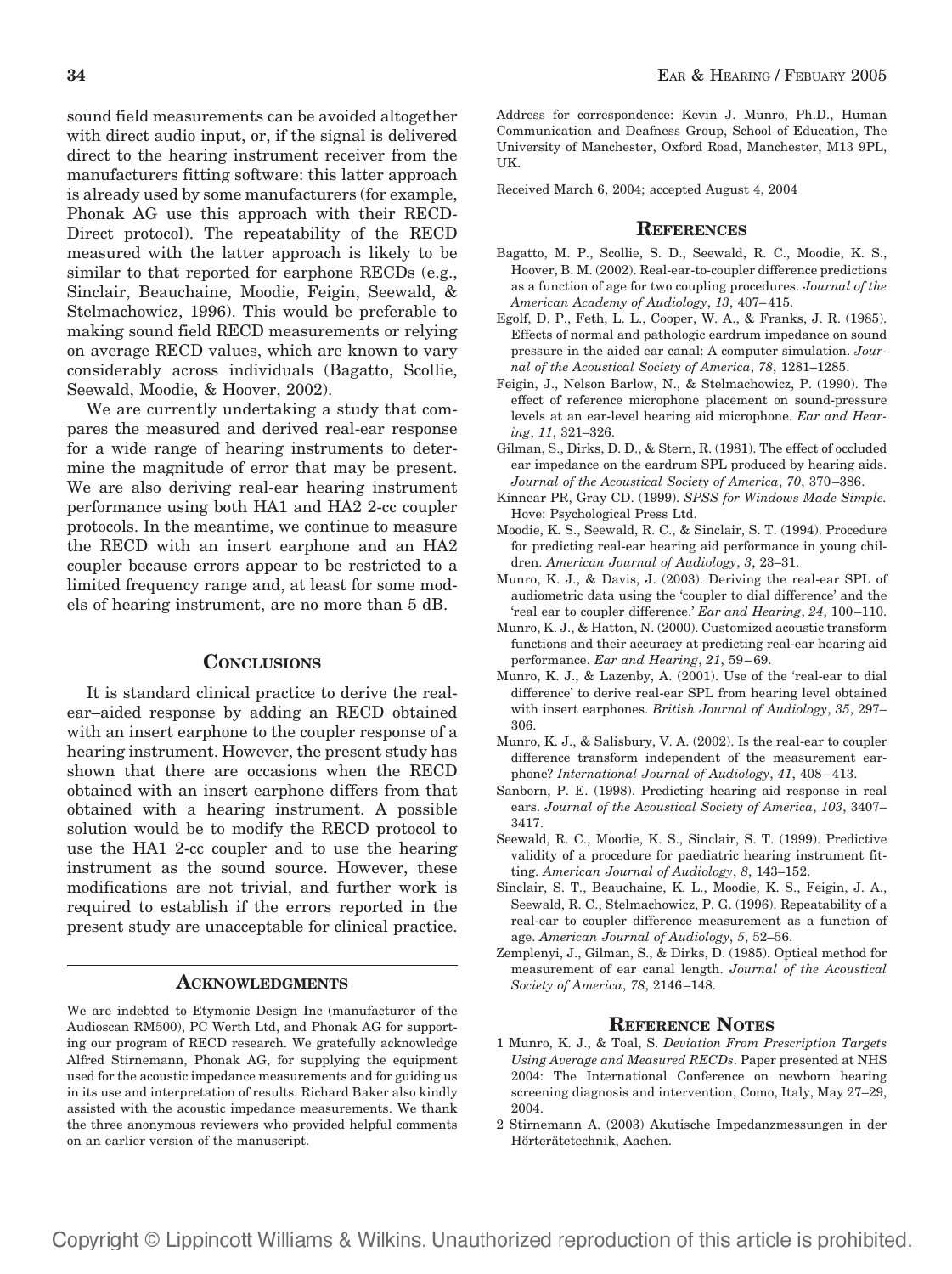sound field measurements can be avoided altogether with direct audio input, or, if the signal is delivered direct to the hearing instrument receiver from the manufacturers fitting software: this latter approach is already used by some manufacturers (for example, Phonak AG use this approach with their RECD-Direct protocol). The repeatability of the RECD measured with the latter approach is likely to be similar to that reported for earphone RECDs (e.g., Sinclair, Beauchaine, Moodie, Feigin, Seewald, & Stelmachowicz, 1996). This would be preferable to making sound field RECD measurements or relying on average RECD values, which are known to vary considerably across individuals (Bagatto, Scollie, Seewald, Moodie, & Hoover, 2002).

We are currently undertaking a study that compares the measured and derived real-ear response for a wide range of hearing instruments to determine the magnitude of error that may be present. We are also deriving real-ear hearing instrument performance using both HA1 and HA2 2-cc coupler protocols. In the meantime, we continue to measure the RECD with an insert earphone and an HA2 coupler because errors appear to be restricted to a limited frequency range and, at least for some models of hearing instrument, are no more than 5 dB.

## Conclusions

It is standard clinical practice to derive the real-ear–aided response by adding an RECD obtained with an insert earphone to the coupler response of a hearing instrument. However, the present study has shown that there are occasions when the RECD obtained with an insert earphone differs from that obtained with a hearing instrument. A possible solution would be to modify the RECD protocol to use the HA1 2-cc coupler and to use the hearing instrument as the sound source. However, these modifications are not trivial, and further work is required to establish if the errors reported in the present study are unacceptable for clinical practice.

## Acknowledgments

We are indebted to Etymonic Design Inc (manufacturer of the Audioscan RM500), PC Werth Ltd, and Phonak AG for supporting our program of RECD research. We gratefully acknowledge Alfred Stirnemann, Phonak AG, for supplying the equipment used for the acoustic impedance measurements and for guiding us in its use and interpretation of results. Richard Baker also kindly assisted with the acoustic impedance measurements. We thank the three anonymous reviewers who provided helpful comments on an earlier version of the manuscript.

Address for correspondence: Kevin J. Munro, Ph.D., Human Communication and Deafness Group, School of Education, The University of Manchester, Oxford Road, Manchester, M13 9PL, UK.

Received March 6, 2004; accepted August 4, 2004

## References

Bagatto, M. P., Scollie, S. D., Seewald, R. C., Moodie, K. S., Hoover, B. M. (2002). Real-ear-to-coupler difference predictions as a function of age for two coupling procedures. *Journal of the American Academy of Audiology*, *13*, 407–415.

Egolf, D. P., Feth, L. L., Cooper, W. A., & Franks, J. R. (1985). Effects of normal and pathologic eardrum impedance on sound pressure in the aided ear canal: A computer simulation. *Journal of the Acoustical Society of America*, *78*, 1281–1285.

Feigin, J., Nelson Barlow, N., & Stelmachowicz, P. (1990). The effect of reference microphone placement on sound-pressure levels at an ear-level hearing aid microphone. *Ear and Hearing*, *11*, 321–326.

Gilman, S., Dirks, D. D., & Stern, R. (1981). The effect of occluded ear impedance on the eardrum SPL produced by hearing aids. *Journal of the Acoustical Society of America*, *70*, 370–386.

Kinnear PR, Gray CD. (1999). *SPSS for Windows Made Simple.* Hove: Psychological Press Ltd.

Moodie, K. S., Seewald, R. C., & Sinclair, S. T. (1994). Procedure for predicting real-ear hearing aid performance in young children. *American Journal of Audiology*, *3*, 23–31.

Munro, K. J., & Davis, J. (2003). Deriving the real-ear SPL of audiometric data using the 'coupler to dial difference' and the 'real ear to coupler difference.' *Ear and Hearing*, *24*, 100–110.

Munro, K. J., & Hatton, N. (2000). Customized acoustic transform functions and their accuracy at predicting real-ear hearing aid performance. *Ear and Hearing*, *21*, 59–69.

Munro, K. J., & Lazenby, A. (2001). Use of the 'real-ear to dial difference' to derive real-ear SPL from hearing level obtained with insert earphones. *British Journal of Audiology*, *35*, 297–306.

Munro, K. J., & Salisbury, V. A. (2002). Is the real-ear to coupler difference transform independent of the measurement earphone? *International Journal of Audiology*, *41*, 408–413.

Sanborn, P. E. (1998). Predicting hearing aid response in real ears. *Journal of the Acoustical Society of America*, *103*, 3407–3417.

Seewald, R. C., Moodie, K. S., Sinclair, S. T. (1999). Predictive validity of a procedure for paediatric hearing instrument fitting. *American Journal of Audiology*, *8*, 143–152.

Sinclair, S. T., Beauchaine, K. L., Moodie, K. S., Feigin, J. A., Seewald, R. C., Stelmachowicz, P. G. (1996). Repeatability of a real-ear to coupler difference measurement as a function of age. *American Journal of Audiology*, *5*, 52–56.

Zemplenyi, J., Gilman, S., & Dirks, D. (1985). Optical method for measurement of ear canal length. *Journal of the Acoustical Society of America*, *78*, 2146–148.

## Reference Notes

1 Munro, K. J., & Toal, S. *Deviation From Prescription Targets Using Average and Measured RECDs*. Paper presented at NHS 2004: The International Conference on newborn hearing screening diagnosis and intervention, Como, Italy, May 27–29, 2004.

2 Stirnemann A. (2003) Akutische Impedanzmessungen in der Hörterätetechnik, Aachen.